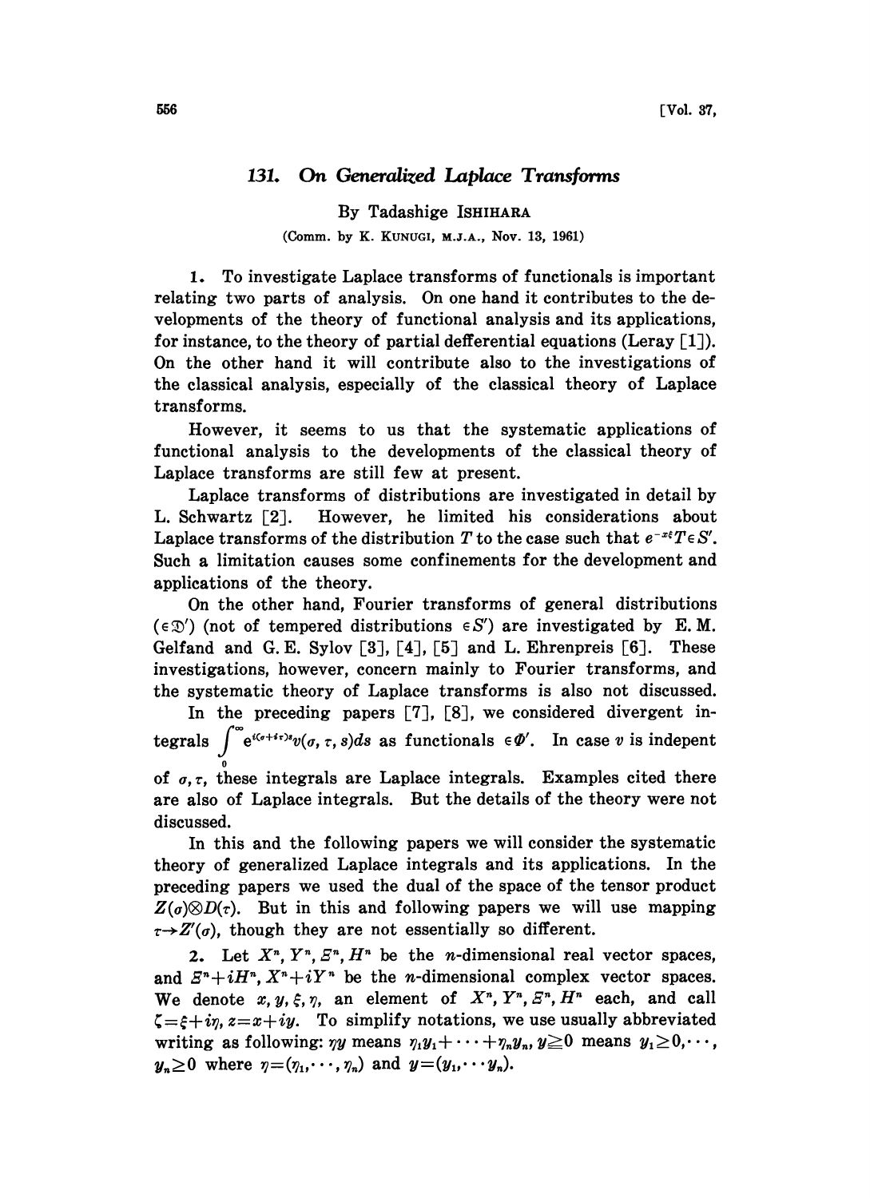# 131. On Generalized Laplace Transforms

By Tadashige ISHIHARA

(Comm. by K. KUNUGI, M.J.A., Nov. 13, 1961)

1. To investigate Laplace transforms of functionals is important relating two parts of analysis. On one hand it contributes to the developments of the theory of functional analysis and its applications, for instance, to the theory of partial defferential equations (Leray [1]). On the other hand it will contribute also to the investigations of the classical analysis, especially of the classical theory of Laplace transforms.

However, it seems to us that the systematic applications of functional analysis to the developments of the classical theory of Laplace transforms are still few at present.

Laplace transforms of distributions are investigated in detail by L. Schwartz [2]. However, he limited his considerations about Laplace transforms of the distribution $T$ to the case such that $e^{-x\xi}T\in S'$. Such a limitation causes some confinements for the development and applications of the theory.

On the other hand, Fourier transforms of general distributions ($\in\mathfrak{D}'$) (not of tempered distributions $\in S'$) are investigated by E. M. Gelfand and G. E. Sylov [3], [4], [5] and L. Ehrenpreis [6]. These investigations, however, concern mainly to Fourier transforms, and the systematic theory of Laplace transforms is also not discussed.

In the preceding papers [7], [8], we considered divergent integrals $\int_0^\infty e^{i(\sigma+i\tau)s}v(\sigma,\tau,s)ds$ as functionals $\in\Phi'$. In case $v$ is indepent of $\sigma,\tau$, these integrals are Laplace integrals. Examples cited there are also of Laplace integrals. But the details of the theory were not discussed.

In this and the following papers we will consider the systematic theory of generalized Laplace integrals and its applications. In the preceding papers we used the dual of the space of the tensor product $Z(\sigma)\otimes D(\tau)$. But in this and following papers we will use mapping $\tau\to Z'(\sigma)$, though they are not essentially so different.

2. Let $X^n, Y^n, \Xi^n, H^n$ be the $n$-dimensional real vector spaces, and $\Xi^n+iH^n, X^n+iY^n$ be the $n$-dimensional complex vector spaces. We denote $x, y, \xi, \eta$, an element of $X^n, Y^n, \Xi^n, H^n$ each, and call $\zeta=\xi+i\eta$, $z=x+iy$. To simplify notations, we use usually abbreviated writing as following: $\eta y$ means $\eta_1y_1+\cdots+\eta_ny_n$, $y\geqq 0$ means $y_1\geq 0,\cdots, y_n\geq 0$ where $\eta=(\eta_1,\cdots,\eta_n)$ and $y=(y_1,\cdots y_n)$.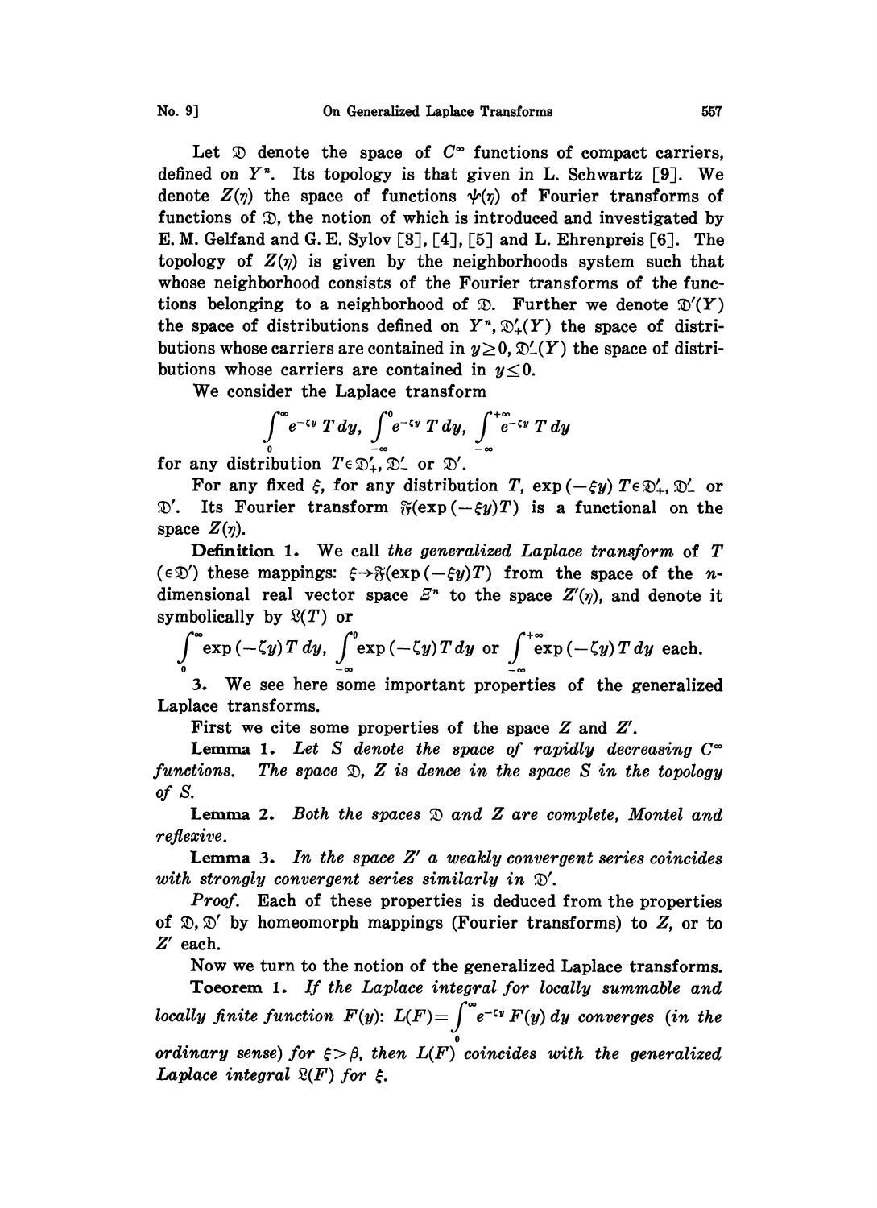Let $\mathfrak{D}$ denote the space of $C^\infty$ functions of compact carriers, defined on $Y^n$. Its topology is that given in L. Schwartz [9]. We denote $Z(\eta)$ the space of functions $\psi(\eta)$ of Fourier transforms of functions of $\mathfrak{D}$, the notion of which is introduced and investigated by E. M. Gelfand and G. E. Sylov [3], [4], [5] and L. Ehrenpreis [6]. The topology of $Z(\eta)$ is given by the neighborhoods system such that whose neighborhood consists of the Fourier transforms of the functions belonging to a neighborhood of $\mathfrak{D}$. Further we denote $\mathfrak{D}'(Y)$ the space of distributions defined on $Y^n$, $\mathfrak{D}'_+(Y)$ the space of distributions whose carriers are contained in $y \geq 0$, $\mathfrak{D}'_-(Y)$ the space of distributions whose carriers are contained in $y \leq 0$.

We consider the Laplace transform

$$\int_0^\infty e^{-\zeta y}\, T\, dy,\ \int_{-\infty}^0 e^{-\zeta y}\, T\, dy,\ \int_{-\infty}^{+\infty} e^{-\zeta y}\, T\, dy$$

for any distribution $T \in \mathfrak{D}'_+, \mathfrak{D}'_-$ or $\mathfrak{D}'$.

For any fixed $\xi$, for any distribution $T$, $\exp(-\xi y)\, T \in \mathfrak{D}'_+, \mathfrak{D}'_-$ or $\mathfrak{D}'$. Its Fourier transform $\mathfrak{F}(\exp(-\xi y)T)$ is a functional on the space $Z(\eta)$.

**Definition 1.** We call *the generalized Laplace transform* of $T$ $(\in \mathfrak{D}')$ these mappings: $\xi \to \mathfrak{F}(\exp(-\xi y)T)$ from the space of the $n$-dimensional real vector space $\Xi^n$ to the space $Z'(\eta)$, and denote it symbolically by $\mathfrak{L}(T)$ or

$$\int_0^\infty \exp(-\zeta y)\, T\, dy,\ \int_{-\infty}^0 \exp(-\zeta y)\, T\, dy \text{ or } \int_{-\infty}^{+\infty} \exp(-\zeta y)\, T\, dy \text{ each.}$$

3. We see here some important properties of the generalized Laplace transforms.

First we cite some properties of the space $Z$ and $Z'$.

**Lemma 1.** *Let $S$ denote the space of rapidly decreasing $C^\infty$ functions. The space $\mathfrak{D}$, $Z$ is dence in the space $S$ in the topology of $S$.*

**Lemma 2.** *Both the spaces $\mathfrak{D}$ and $Z$ are complete, Montel and reflexive.*

**Lemma 3.** *In the space $Z'$ a weakly convergent series coincides with strongly convergent series similarly in $\mathfrak{D}'$.*

*Proof.* Each of these properties is deduced from the properties of $\mathfrak{D}, \mathfrak{D}'$ by homeomorph mappings (Fourier transforms) to $Z$, or to $Z'$ each.

Now we turn to the notion of the generalized Laplace transforms.

**Toeorem 1.** *If the Laplace integral for locally summable and locally finite function $F(y)$: $L(F) = \int_0^\infty e^{-\zeta y} F(y)\, dy$ converges (in the ordinary sense) for $\xi > \beta$, then $L(F)$ coincides with the generalized Laplace integral $\mathfrak{L}(F)$ for $\xi$.*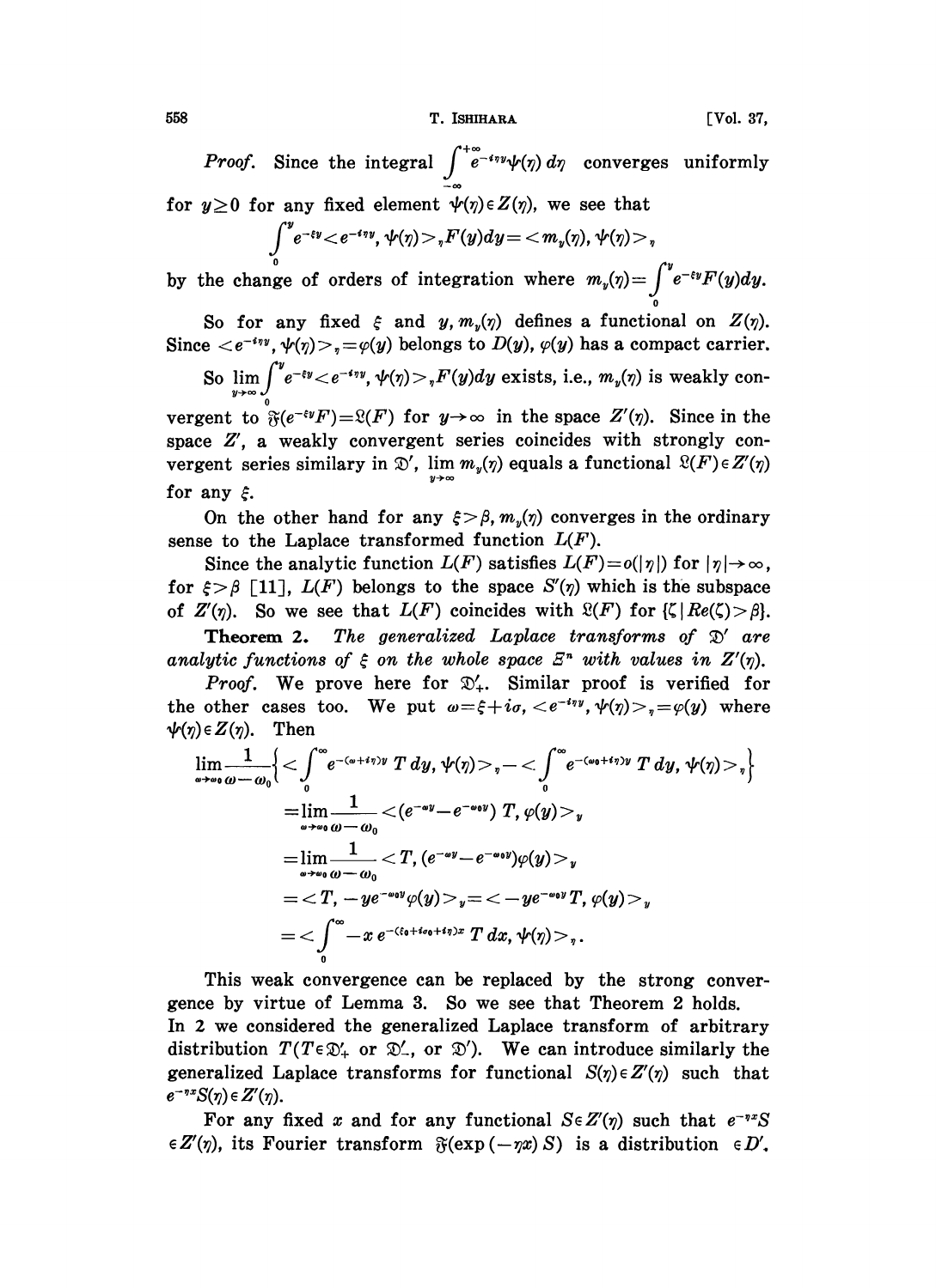*Proof.* Since the integral $\int_{-\infty}^{+\infty} e^{-i\eta y}\psi(\eta)\,d\eta$ converges uniformly for $y \geq 0$ for any fixed element $\psi(\eta) \in Z(\eta)$, we see that

$$\int_0^y e^{-\xi y} < e^{-i\eta y}, \psi(\eta) >_\eta F(y)dy = < m_y(\eta), \psi(\eta) >_\eta$$

by the change of orders of integration where $m_y(\eta) = \int_0^y e^{-\xi y} F(y) dy$.

So for any fixed $\xi$ and $y$, $m_y(\eta)$ defines a functional on $Z(\eta)$. Since $< e^{-i\eta y}, \psi(\eta) >_\eta = \varphi(y)$ belongs to $D(y)$, $\varphi(y)$ has a compact carrier.

So $\lim_{y\to\infty} \int_0^y e^{-\xi y} < e^{-i\eta y}, \psi(\eta) >_\eta F(y)dy$ exists, i.e., $m_y(\eta)$ is weakly convergent to $\mathfrak{F}(e^{-\xi y}F) = \mathfrak{L}(F)$ for $y \to \infty$ in the space $Z'(\eta)$. Since in the space $Z'$, a weakly convergent series coincides with strongly convergent series similary in $\mathfrak{D}'$, $\lim_{y\to\infty} m_y(\eta)$ equals a functional $\mathfrak{L}(F) \in Z'(\eta)$ for any $\xi$.

On the other hand for any $\xi > \beta$, $m_y(\eta)$ converges in the ordinary sense to the Laplace transformed function $L(F)$.

Since the analytic function $L(F)$ satisfies $L(F) = o(|\eta|)$ for $|\eta| \to \infty$, for $\xi > \beta$ [11], $L(F)$ belongs to the space $S'(\eta)$ which is the subspace of $Z'(\eta)$. So we see that $L(F)$ coincides with $\mathfrak{L}(F)$ for $\{\zeta \mid Re(\zeta) > \beta\}$.

**Theorem 2.** *The generalized Laplace transforms of $\mathfrak{D}'$ are analytic functions of $\xi$ on the whole space $\Xi^n$ with values in $Z'(\eta)$.*

*Proof.* We prove here for $\mathfrak{D}'_+$. Similar proof is verified for the other cases too. We put $\omega = \xi + i\sigma$, $< e^{-i\eta y}, \psi(\eta) >_\eta = \varphi(y)$ where $\psi(\eta) \in Z(\eta)$. Then

$$\begin{aligned}
\lim_{\omega\to\omega_0} \frac{1}{\omega - \omega_0} \Big\{ &< \int_0^\infty e^{-(\omega+i\eta)y}\, T\, dy, \psi(\eta) >_\eta - < \int_0^\infty e^{-(\omega_0+i\eta)y}\, T\, dy, \psi(\eta) >_\eta \Big\} \\
&= \lim_{\omega\to\omega_0} \frac{1}{\omega - \omega_0} < (e^{-\omega y} - e^{-\omega_0 y})\, T, \varphi(y) >_y \\
&= \lim_{\omega\to\omega_0} \frac{1}{\omega - \omega_0} < T, (e^{-\omega y} - e^{-\omega_0 y})\varphi(y) >_y \\
&= < T, -y e^{-\omega_0 y}\varphi(y) >_y = < -y e^{-\omega_0 y}\, T, \varphi(y) >_y \\
&= < \int_0^\infty -x\, e^{-(\xi_0 + i\sigma_0 + i\eta)x}\, T\, dx, \psi(\eta) >_\eta .
\end{aligned}$$

This weak convergence can be replaced by the strong convergence by virtue of Lemma 3. So we see that Theorem 2 holds.

In 2 we considered the generalized Laplace transform of arbitrary distribution $T$ ($T \in \mathfrak{D}'_+$ or $\mathfrak{D}'_-$, or $\mathfrak{D}'$). We can introduce similarly the generalized Laplace transforms for functional $S(\eta) \in Z'(\eta)$ such that $e^{-\eta x} S(\eta) \in Z'(\eta)$.

For any fixed $x$ and for any functional $S \in Z'(\eta)$ such that $e^{-\eta x} S \in Z'(\eta)$, its Fourier transform $\mathfrak{F}(\exp(-\eta x)\, S)$ is a distribution $\in D'$.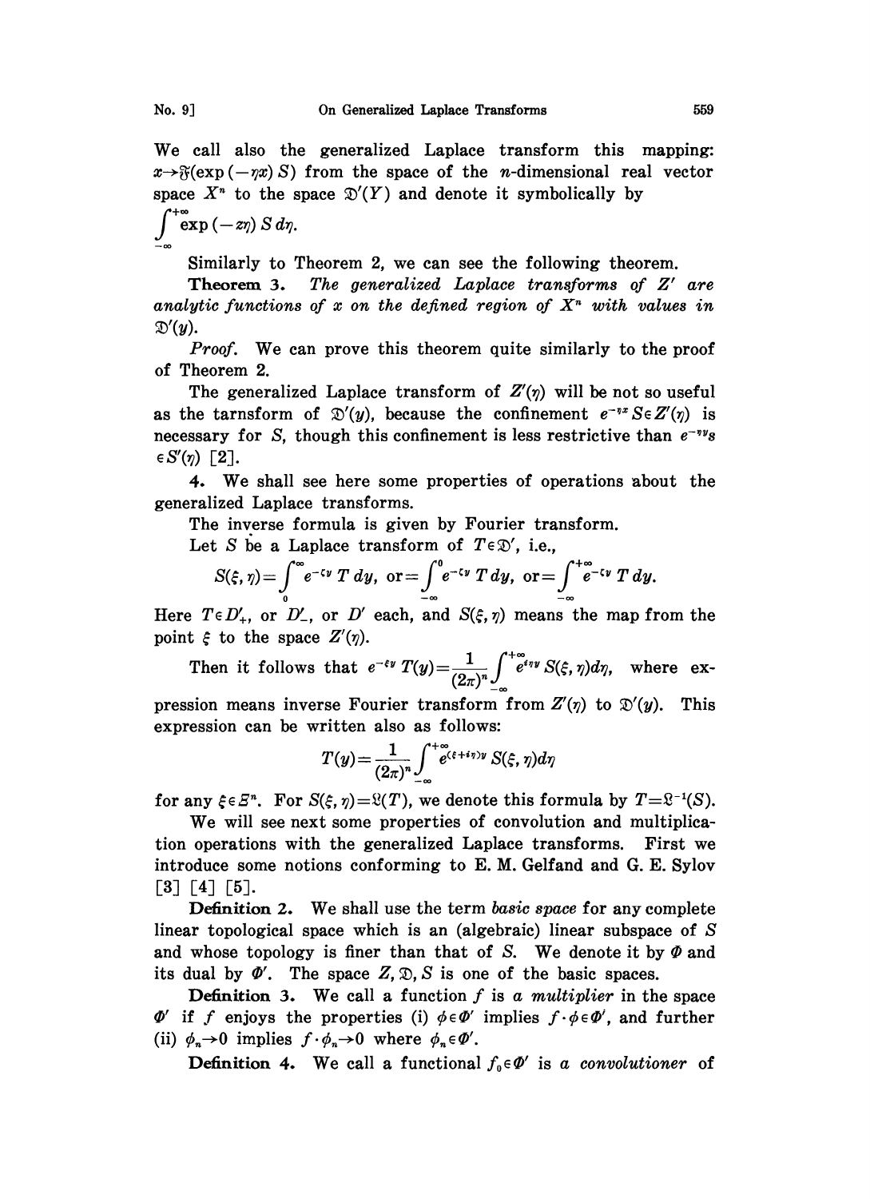We call also the generalized Laplace transform this mapping: $x \to \mathfrak{F}(\exp(-\eta x)\, S)$ from the space of the $n$-dimensional real vector space $X^n$ to the space $\mathfrak{D}'(Y)$ and denote it symbolically by

$$\int_{-\infty}^{+\infty} \exp(-z\eta)\, S\, d\eta.$$

Similarly to Theorem 2, we can see the following theorem.

**Theorem 3.** *The generalized Laplace transforms of $Z'$ are analytic functions of $x$ on the defined region of $X^n$ with values in $\mathfrak{D}'(y)$.*

*Proof.* We can prove this theorem quite similarly to the proof of Theorem 2.

The generalized Laplace transform of $Z'(\eta)$ will be not so useful as the tarnsform of $\mathfrak{D}'(y)$, because the confinement $e^{-\eta x} S \in Z'(\eta)$ is necessary for $S$, though this confinement is less restrictive than $e^{-\eta y} s \in S'(\eta)$ [2].

4. We shall see here some properties of operations about the generalized Laplace transforms.

The inverse formula is given by Fourier transform.

Let $S$ be a Laplace transform of $T \in \mathfrak{D}'$, i.e.,

$$S(\xi, \eta) = \int_0^{\infty} e^{-\zeta y}\, T\, dy, \ \text{or} = \int_{-\infty}^{0} e^{-\zeta y}\, T\, dy, \ \text{or} = \int_{-\infty}^{+\infty} e^{-\zeta y}\, T\, dy.$$

Here $T \in D'_+$, or $D'_-$, or $D'$ each, and $S(\xi, \eta)$ means the map from the point $\xi$ to the space $Z'(\eta)$.

Then it follows that $e^{-\xi y}\, T(y) = \dfrac{1}{(2\pi)^n} \displaystyle\int_{-\infty}^{+\infty} e^{i\eta y}\, S(\xi, \eta) d\eta$, where expression means inverse Fourier transform from $Z'(\eta)$ to $\mathfrak{D}'(y)$. This expression can be written also as follows:

$$T(y) = \frac{1}{(2\pi)^n} \int_{-\infty}^{+\infty} e^{(\xi + i\eta) y}\, S(\xi, \eta) d\eta$$

for any $\xi \in \Xi^n$. For $S(\xi, \eta) = \mathfrak{L}(T)$, we denote this formula by $T = \mathfrak{L}^{-1}(S)$.

We will see next some properties of convolution and multiplication operations with the generalized Laplace transforms. First we introduce some notions conforming to E. M. Gelfand and G. E. Sylov [3] [4] [5].

**Definition 2.** We shall use the term *basic space* for any complete linear topological space which is an (algebraic) linear subspace of $S$ and whose topology is finer than that of $S$. We denote it by $\Phi$ and its dual by $\Phi'$. The space $Z, \mathfrak{D}, S$ is one of the basic spaces.

**Definition 3.** We call a function $f$ is *a multiplier* in the space $\Phi'$ if $f$ enjoys the properties (i) $\phi \in \Phi'$ implies $f \cdot \phi \in \Phi'$, and further (ii) $\phi_n \to 0$ implies $f \cdot \phi_n \to 0$ where $\phi_n \in \Phi'$.

**Definition 4.** We call a functional $f_0 \in \Phi'$ is *a convolutioner* of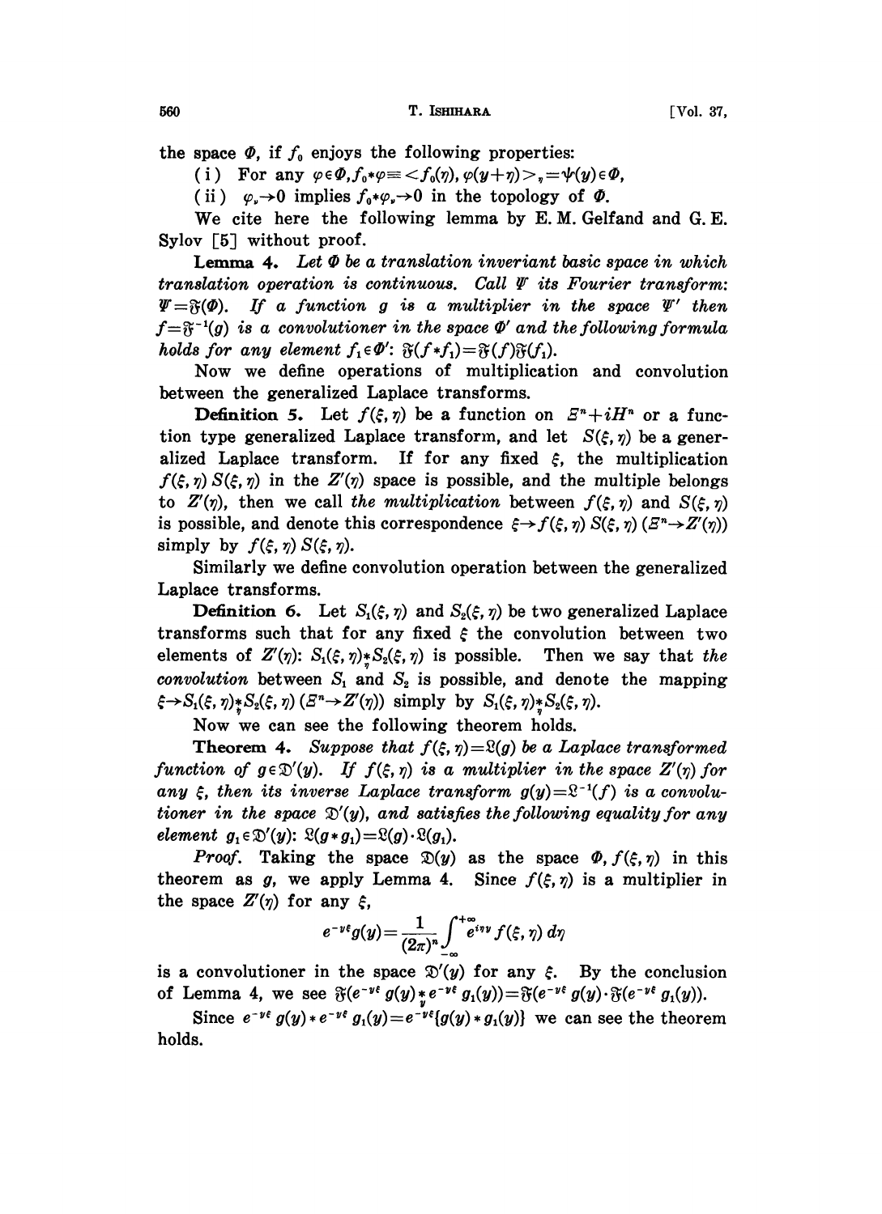the space $\Phi$, if $f_0$ enjoys the following properties:

(i) For any $\varphi \in \Phi, f_0 * \varphi \equiv \langle f_0(\eta), \varphi(y+\eta) \rangle_\eta = \psi(y) \in \Phi$,

(ii) $\varphi_\nu \to 0$ implies $f_0 * \varphi_\nu \to 0$ in the topology of $\Phi$.

We cite here the following lemma by E. M. Gelfand and G. E. Sylov [5] without proof.

**Lemma 4.** *Let $\Phi$ be a translation inveriant basic space in which translation operation is continuous. Call $\Psi$ its Fourier transform: $\Psi = \mathfrak{F}(\Phi)$. If a function $g$ is a multiplier in the space $\Psi'$ then $f = \mathfrak{F}^{-1}(g)$ is a convolutioner in the space $\Phi'$ and the following formula holds for any element $f_1 \in \Phi'$: $\mathfrak{F}(f * f_1) = \mathfrak{F}(f)\mathfrak{F}(f_1)$.*

Now we define operations of multiplication and convolution between the generalized Laplace transforms.

**Definition 5.** Let $f(\xi, \eta)$ be a function on $\Xi^n + iH^n$ or a function type generalized Laplace transform, and let $S(\xi, \eta)$ be a generalized Laplace transform. If for any fixed $\xi$, the multiplication $f(\xi, \eta) S(\xi, \eta)$ in the $Z'(\eta)$ space is possible, and the multiple belongs to $Z'(\eta)$, then we call *the multiplication* between $f(\xi, \eta)$ and $S(\xi, \eta)$ is possible, and denote this correspondence $\xi \to f(\xi, \eta) S(\xi, \eta)$ $(\Xi^n \to Z'(\eta))$ simply by $f(\xi, \eta) S(\xi, \eta)$.

Similarly we define convolution operation between the generalized Laplace transforms.

**Definition 6.** Let $S_1(\xi, \eta)$ and $S_2(\xi, \eta)$ be two generalized Laplace transforms such that for any fixed $\xi$ the convolution between two elements of $Z'(\eta)$: $S_1(\xi, \eta) \underset{\eta}{*} S_2(\xi, \eta)$ is possible. Then we say that *the convolution* between $S_1$ and $S_2$ is possible, and denote the mapping $\xi \to S_1(\xi, \eta) \underset{\eta}{*} S_2(\xi, \eta)$ $(\Xi^n \to Z'(\eta))$ simply by $S_1(\xi, \eta) \underset{\eta}{*} S_2(\xi, \eta)$.

Now we can see the following theorem holds.

**Theorem 4.** *Suppose that $f(\xi, \eta) = \mathfrak{L}(g)$ be a Laplace transformed function of $g \in \mathfrak{D}'(y)$. If $f(\xi, \eta)$ is a multiplier in the space $Z'(\eta)$ for any $\xi$, then its inverse Laplace transform $g(y) = \mathfrak{L}^{-1}(f)$ is a convolutioner in the space $\mathfrak{D}'(y)$, and satisfies the following equality for any element $g_1 \in \mathfrak{D}'(y)$: $\mathfrak{L}(g * g_1) = \mathfrak{L}(g) \cdot \mathfrak{L}(g_1)$.*

*Proof.* Taking the space $\mathfrak{D}(y)$ as the space $\Phi$, $f(\xi, \eta)$ in this theorem as $g$, we apply Lemma 4. Since $f(\xi, \eta)$ is a multiplier in the space $Z'(\eta)$ for any $\xi$,

$$e^{-y\xi} g(y) = \frac{1}{(2\pi)^n} \int_{-\infty}^{+\infty} e^{i\eta y} f(\xi, \eta) \, d\eta$$

is a convolutioner in the space $\mathfrak{D}'(y)$ for any $\xi$. By the conclusion of Lemma 4, we see $\mathfrak{F}(e^{-y\xi} g(y) \underset{y}{*} e^{-y\xi} g_1(y)) = \mathfrak{F}(e^{-y\xi} g(y) \cdot \mathfrak{F}(e^{-y\xi} g_1(y))$.

Since $e^{-y\xi} g(y) * e^{-y\xi} g_1(y) = e^{-y\xi}\{g(y) * g_1(y)\}$ we can see the theorem holds.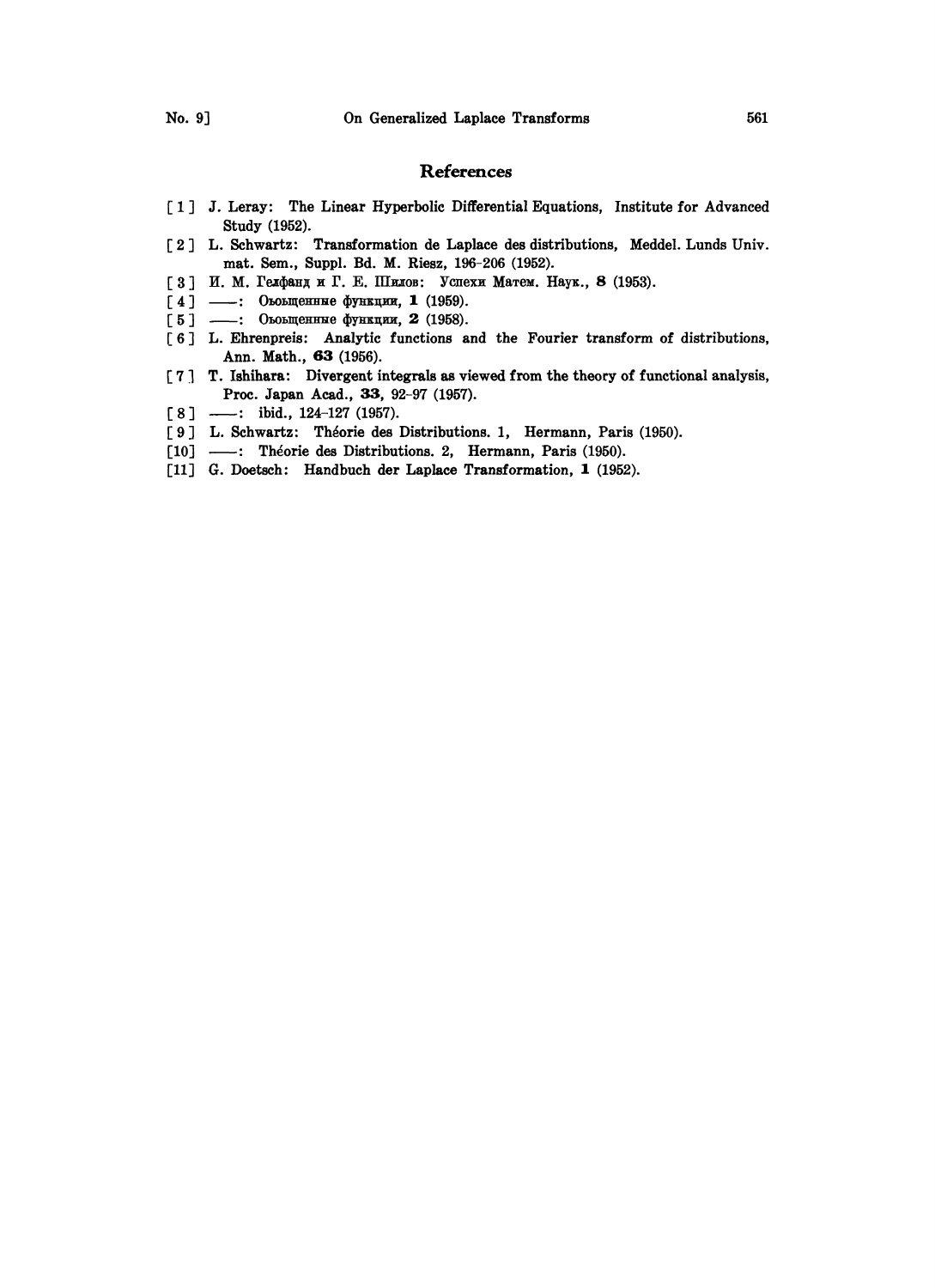## References

[1] J. Leray: The Linear Hyperbolic Differential Equations, Institute for Advanced Study (1952).

[2] L. Schwartz: Transformation de Laplace des distributions, Meddel. Lunds Univ. mat. Sem., Suppl. Bd. M. Riesz, 196–206 (1952).

[3] И. М. Гельфанд и Г. Е. Шилов: Успехи Матем. Наук., **8** (1953).

[4] ——: Обобщенные функции, **1** (1959).

[5] ——: Обобщенные функции, **2** (1958).

[6] L. Ehrenpreis: Analytic functions and the Fourier transform of distributions, Ann. Math., **63** (1956).

[7] T. Ishihara: Divergent integrals as viewed from the theory of functional analysis, Proc. Japan Acad., **33**, 92–97 (1957).

[8] ——: ibid., 124–127 (1957).

[9] L. Schwartz: Théorie des Distributions. 1, Hermann, Paris (1950).

[10] ——: Théorie des Distributions. 2, Hermann, Paris (1950).

[11] G. Doetsch: Handbuch der Laplace Transformation, **1** (1952).